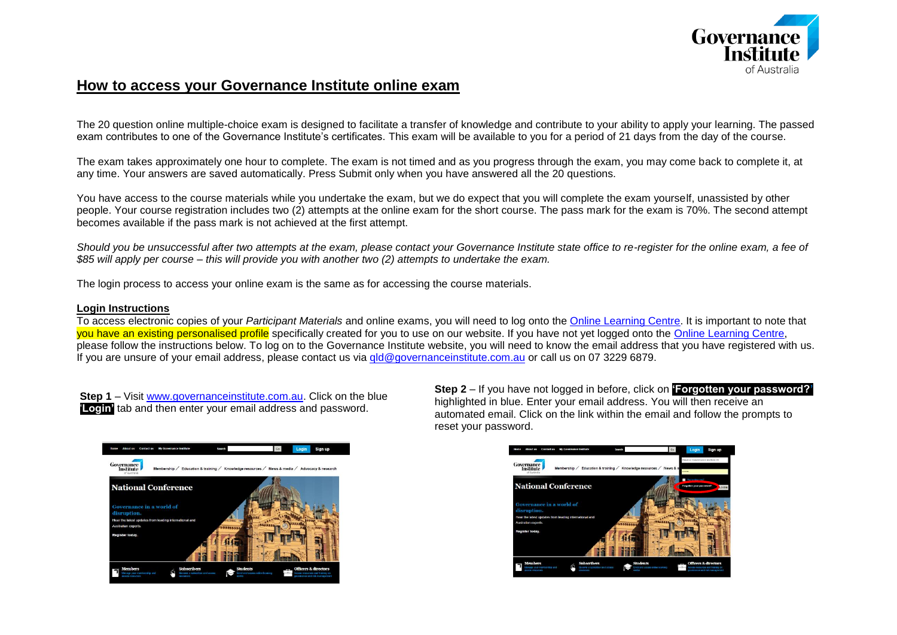# How to access your Governance Institute online exam

The 20 question online multiple-choice exam is designed to facilitate a transfer of knowledge and contribute to your ability to apply your learning. The passed exam contributes to one of the Governance Institute's certificates. This exam will be available to you for a period of 21 days from the day of the course.

The exam takes approximately one hour to complete. The exam is not timed and as you progress through the exam, you may come back to complete it, at any time. Your answers are saved automatically. Press Submit only when you have answered all the 20 questions.

You have access to the course materials while you undertake the exam, but we do expect that you will complete the exam yourself, unassisted by other people. Your course registration includes two (2) attempts at the online exam for the short course. The pass mark for the exam is 70%. The second attempt becomes available if the pass mark is not achieved at the first attempt.

*Should you be unsuccessful after two attempts at the exam, please contact your Governance Institute state office to re-register for the online exam, a fee of $85 will apply per course – this will provide you with another two (2) attempts to undertake the exam.*

The login process to access your online exam is the same as for accessing the course materials.

## Login Instructions

To access electronic copies of your *Participant Materials* and online exams, you will need to log onto the Online Learning Centre. It is important to note that you have an existing personalised profile specifically created for you to use on our website. If you have not yet logged onto the Online Learning Centre, please follow the instructions below. To log on to the Governance Institute website, you will need to know the email address that you have registered with us. If you are unsure of your email address, please contact us via qld@governanceinstitute.com.au or call us on 07 3229 6879.

**Step 1** – Visit www.governanceinstitute.com.au. Click on the blue **'Login'** tab and then enter your email address and password.

**Step 2** – If you have not logged in before, click on **'Forgotten your password?'** highlighted in blue. Enter your email address. You will then receive an automated email. Click on the link within the email and follow the prompts to reset your password.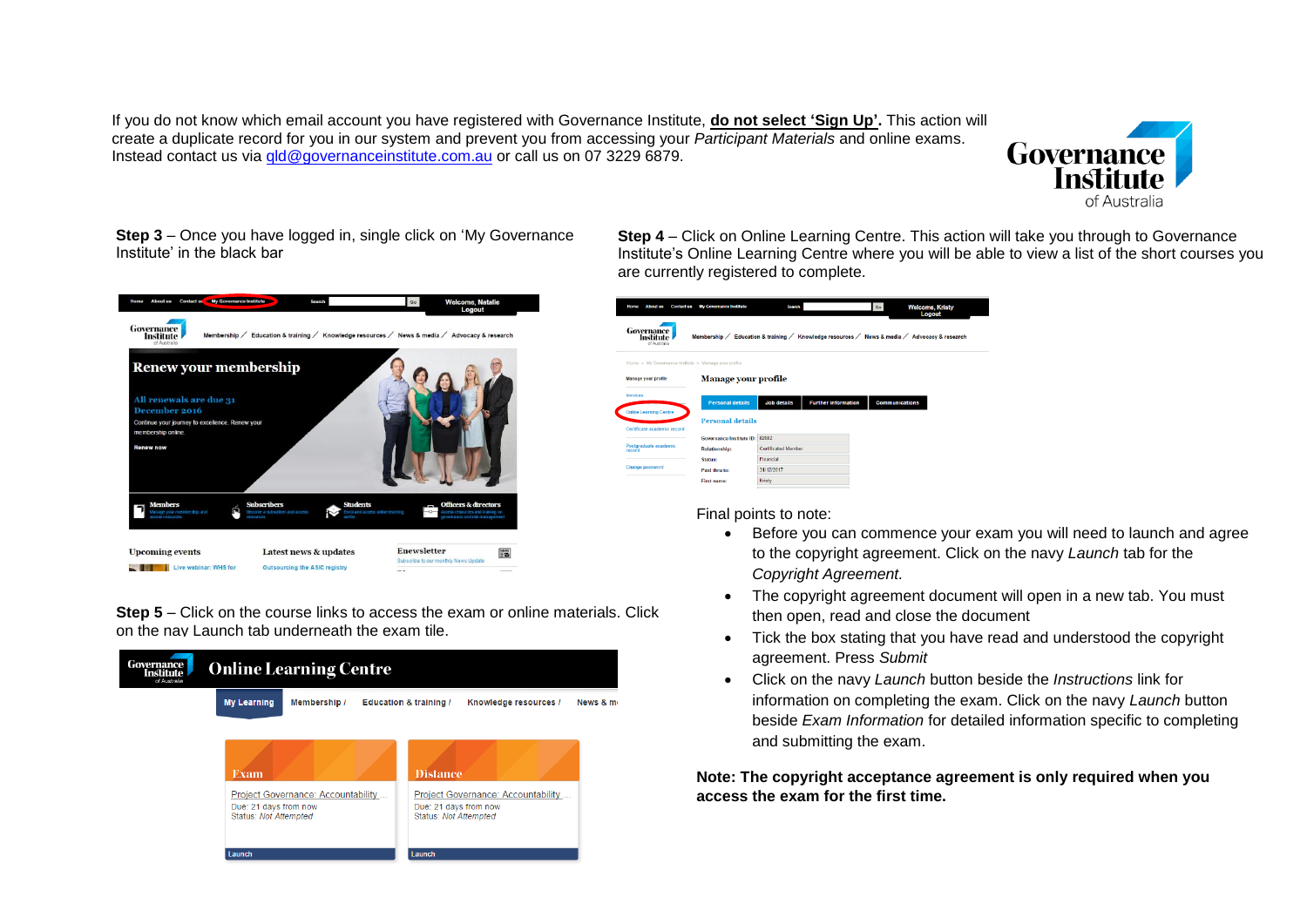If you do not know which email account you have registered with Governance Institute, **do not select 'Sign Up'.** This action will create a duplicate record for you in our system and prevent you from accessing your *Participant Materials* and online exams. Instead contact us via qld@governanceinstitute.com.au or call us on 07 3229 6879.

**Step 3** – Once you have logged in, single click on 'My Governance Institute' in the black bar

**Step 4** – Click on Online Learning Centre. This action will take you through to Governance Institute's Online Learning Centre where you will be able to view a list of the short courses you are currently registered to complete.

**Step 5** – Click on the course links to access the exam or online materials. Click on the nav Launch tab underneath the exam tile.

Final points to note:

- Before you can commence your exam you will need to launch and agree to the copyright agreement. Click on the navy *Launch* tab for the *Copyright Agreement.*
- The copyright agreement document will open in a new tab. You must then open, read and close the document
- Tick the box stating that you have read and understood the copyright agreement. Press *Submit*
- Click on the navy *Launch* button beside the *Instructions* link for information on completing the exam. Click on the navy *Launch* button beside *Exam Information* for detailed information specific to completing and submitting the exam.

**Note: The copyright acceptance agreement is only required when you access the exam for the first time.**